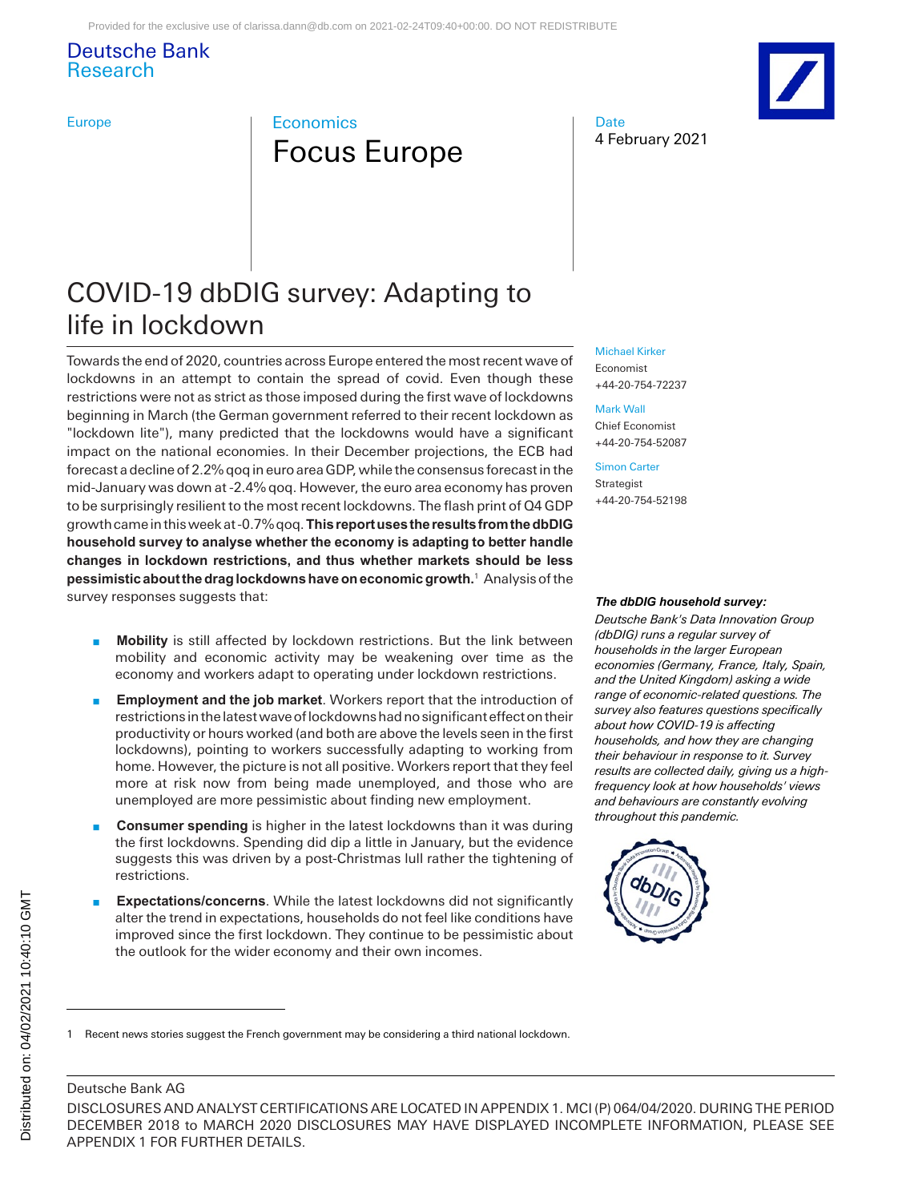Deutsche Bank
Research

Europe

Economics

# Focus Europe

Date
4 February 2021

## COVID-19 dbDIG survey: Adapting to life in lockdown

Michael Kirker
Economist
+44-20-754-72237

Mark Wall
Chief Economist
+44-20-754-52087

Simon Carter
Strategist
+44-20-754-52198

Towards the end of 2020, countries across Europe entered the most recent wave of lockdowns in an attempt to contain the spread of covid. Even though these restrictions were not as strict as those imposed during the first wave of lockdowns beginning in March (the German government referred to their recent lockdown as "lockdown lite"), many predicted that the lockdowns would have a significant impact on the national economies. In their December projections, the ECB had forecast a decline of 2.2% qoq in euro area GDP, while the consensus forecast in the mid-January was down at -2.4% qoq. However, the euro area economy has proven to be surprisingly resilient to the most recent lockdowns. The flash print of Q4 GDP growth came in this week at -0.7% qoq. **This report uses the results from the dbDIG household survey to analyse whether the economy is adapting to better handle changes in lockdown restrictions, and thus whether markets should be less pessimistic about the drag lockdowns have on economic growth.**[1] Analysis of the survey responses suggests that:

- **Mobility** is still affected by lockdown restrictions. But the link between mobility and economic activity may be weakening over time as the economy and workers adapt to operating under lockdown restrictions.
- **Employment and the job market**. Workers report that the introduction of restrictions in the latest wave of lockdowns had no significant effect on their productivity or hours worked (and both are above the levels seen in the first lockdowns), pointing to workers successfully adapting to working from home. However, the picture is not all positive. Workers report that they feel more at risk now from being made unemployed, and those who are unemployed are more pessimistic about finding new employment.
- **Consumer spending** is higher in the latest lockdowns than it was during the first lockdowns. Spending did dip a little in January, but the evidence suggests this was driven by a post-Christmas lull rather the tightening of restrictions.
- **Expectations/concerns**. While the latest lockdowns did not significantly alter the trend in expectations, households do not feel like conditions have improved since the first lockdown. They continue to be pessimistic about the outlook for the wider economy and their own incomes.

***The dbDIG household survey:***
*Deutsche Bank's Data Innovation Group (dbDIG) runs a regular survey of households in the larger European economies (Germany, France, Italy, Spain, and the United Kingdom) asking a wide range of economic-related questions. The survey also features questions specifically about how COVID-19 is affecting households, and how they are changing their behaviour in response to it. Survey results are collected daily, giving us a high-frequency look at how households' views and behaviours are constantly evolving throughout this pandemic.*

[1] Recent news stories suggest the French government may be considering a third national lockdown.

Deutsche Bank AG
DISCLOSURES AND ANALYST CERTIFICATIONS ARE LOCATED IN APPENDIX 1. MCI (P) 064/04/2020. DURING THE PERIOD DECEMBER 2018 to MARCH 2020 DISCLOSURES MAY HAVE DISPLAYED INCOMPLETE INFORMATION, PLEASE SEE APPENDIX 1 FOR FURTHER DETAILS.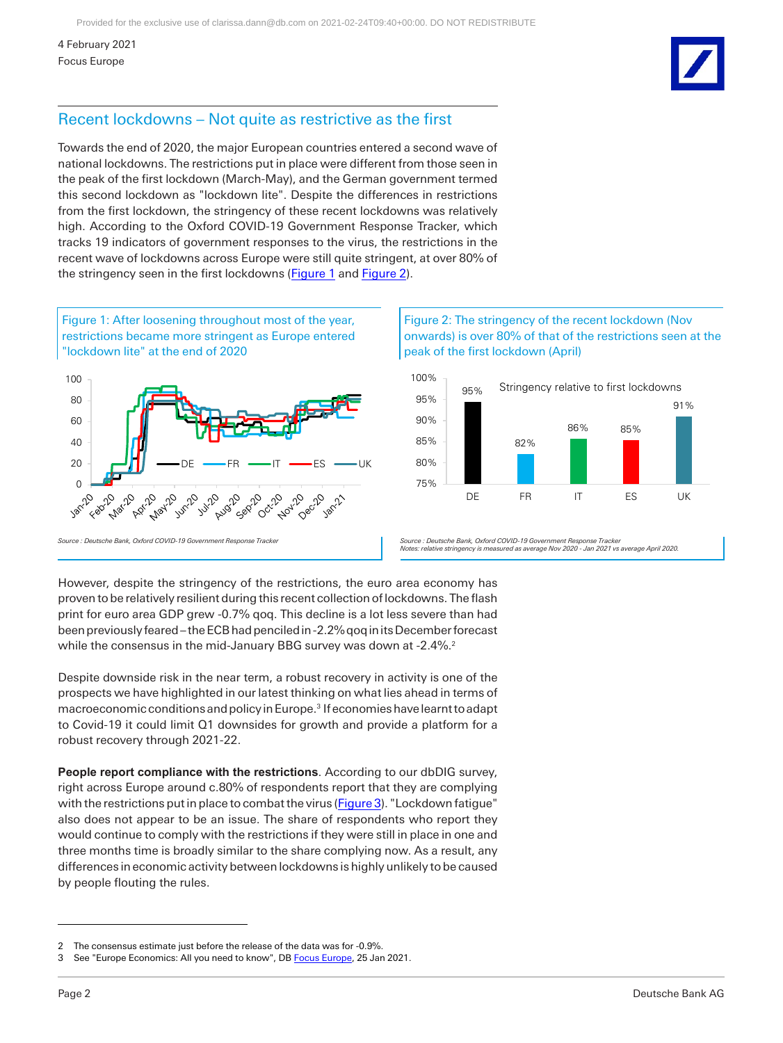## Recent lockdowns – Not quite as restrictive as the first

Towards the end of 2020, the major European countries entered a second wave of national lockdowns. The restrictions put in place were different from those seen in the peak of the first lockdown (March-May), and the German government termed this second lockdown as "lockdown lite". Despite the differences in restrictions from the first lockdown, the stringency of these recent lockdowns was relatively high. According to the Oxford COVID-19 Government Response Tracker, which tracks 19 indicators of government responses to the virus, the restrictions in the recent wave of lockdowns across Europe were still quite stringent, at over 80% of the stringency seen in the first lockdowns (Figure 1 and Figure 2).

Figure 1: After loosening throughout most of the year, restrictions became more stringent as Europe entered "lockdown lite" at the end of 2020

*Source : Deutsche Bank, Oxford COVID-19 Government Response Tracker*

Figure 2: The stringency of the recent lockdown (Nov onwards) is over 80% of that of the restrictions seen at the peak of the first lockdown (April)

| Stringency relative to first lockdowns | |
|---|---|
| DE | 95% |
| FR | 82% |
| IT | 86% |
| ES | 85% |
| UK | 91% |

*Source : Deutsche Bank, Oxford COVID-19 Government Response Tracker*
*Notes: relative stringency is measured as average Nov 2020 - Jan 2021 vs average April 2020.*

However, despite the stringency of the restrictions, the euro area economy has proven to be relatively resilient during this recent collection of lockdowns. The flash print for euro area GDP grew -0.7% qoq. This decline is a lot less severe than had been previously feared – the ECB had pencilled in -2.2% qoq in its December forecast while the consensus in the mid-January BBG survey was down at -2.4%.[2]

Despite downside risk in the near term, a robust recovery in activity is one of the prospects we have highlighted in our latest thinking on what lies ahead in terms of macroeconomic conditions and policy in Europe.[3] If economies have learnt to adapt to Covid-19 it could limit Q1 downsides for growth and provide a platform for a robust recovery through 2021-22.

**People report compliance with the restrictions**. According to our dbDIG survey, right across Europe around c.80% of respondents report that they are complying with the restrictions put in place to combat the virus (Figure 3). "Lockdown fatigue" also does not appear to be an issue. The share of respondents who report they would continue to comply with the restrictions if they were still in place in one and three months time is broadly similar to the share complying now. As a result, any differences in economic activity between lockdowns is highly unlikely to be caused by people flouting the rules.

2 The consensus estimate just before the release of the data was for -0.9%.

3 See "Europe Economics: All you need to know", DB Focus Europe, 25 Jan 2021.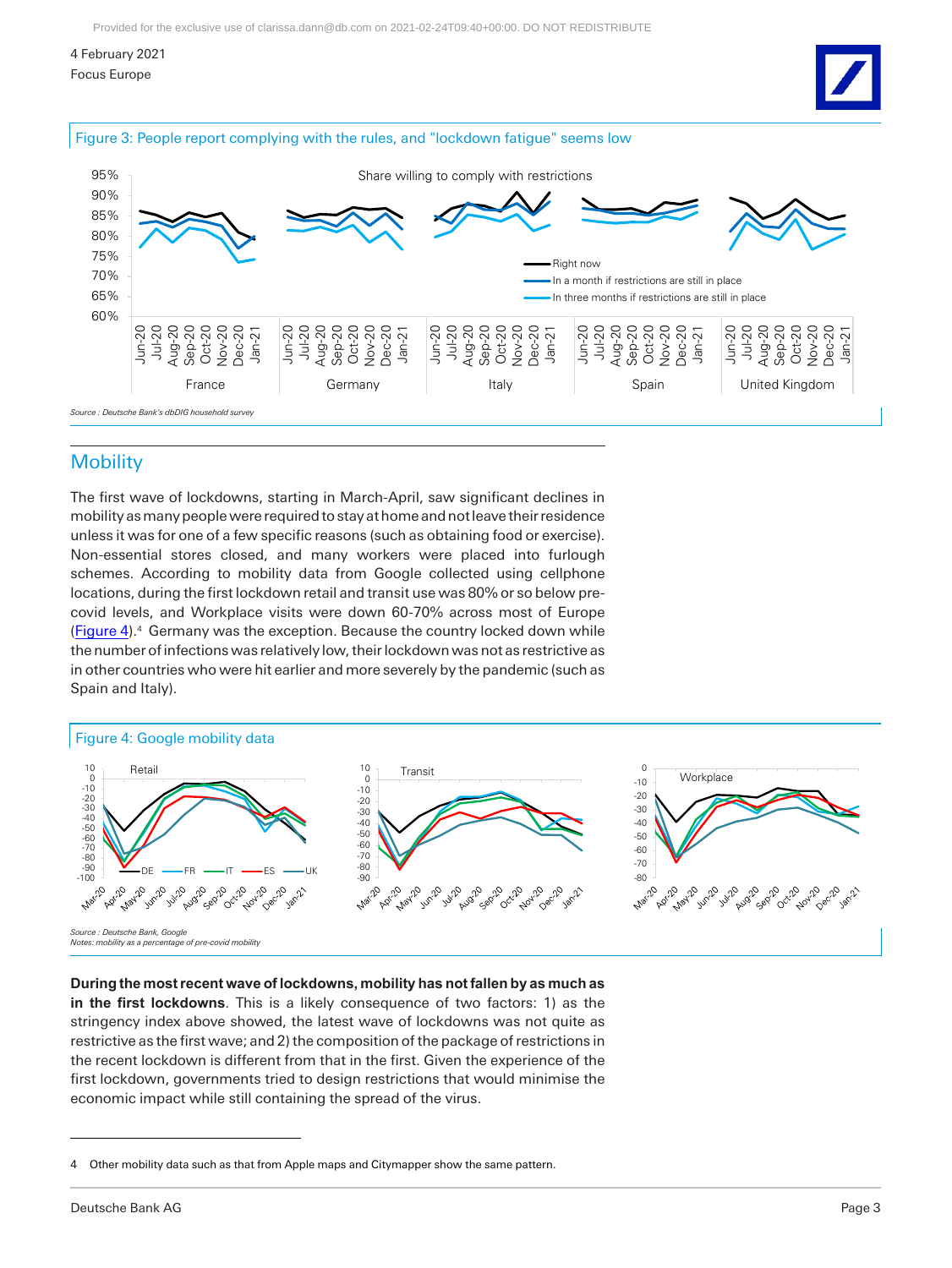Figure 3: People report complying with the rules, and "lockdown fatigue" seems low

*Source : Deutsche Bank's dbDIG household survey*

## Mobility

The first wave of lockdowns, starting in March-April, saw significant declines in mobility as many people were required to stay at home and not leave their residence unless it was for one of a few specific reasons (such as obtaining food or exercise). Non-essential stores closed, and many workers were placed into furlough schemes. According to mobility data from Google collected using cellphone locations, during the first lockdown retail and transit use was 80% or so below pre-covid levels, and Workplace visits were down 60-70% across most of Europe (Figure 4).[4] Germany was the exception. Because the country locked down while the number of infections was relatively low, their lockdown was not as restrictive as in other countries who were hit earlier and more severely by the pandemic (such as Spain and Italy).

Figure 4: Google mobility data

*Source : Deutsche Bank, Google*
*Notes: mobility as a percentage of pre-covid mobility*

**During the most recent wave of lockdowns, mobility has not fallen by as much as in the first lockdowns**. This is a likely consequence of two factors: 1) as the stringency index above showed, the latest wave of lockdowns was not quite as restrictive as the first wave; and 2) the composition of the package of restrictions in the recent lockdown is different from that in the first. Given the experience of the first lockdown, governments tried to design restrictions that would minimise the economic impact while still containing the spread of the virus.

4 Other mobility data such as that from Apple maps and Citymapper show the same pattern.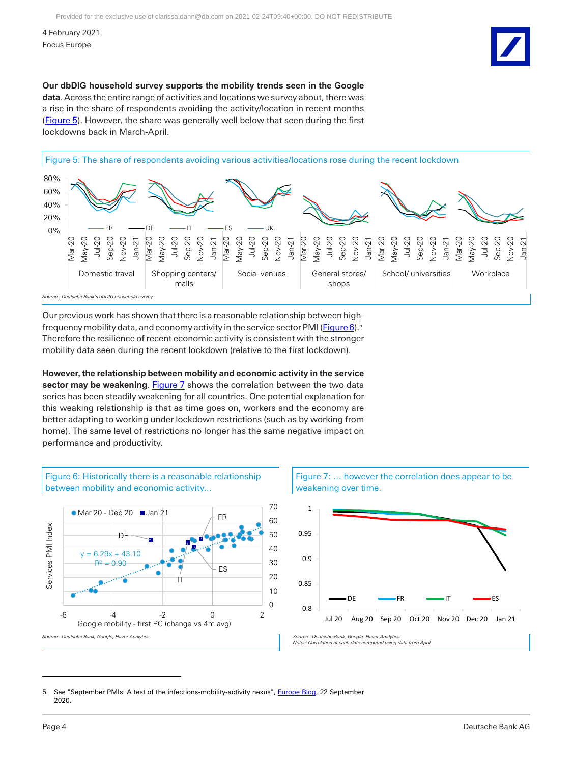**Our dbDIG household survey supports the mobility trends seen in the Google data**. Across the entire range of activities and locations we survey about, there was a rise in the share of respondents avoiding the activity/location in recent months (Figure 5). However, the share was generally well below that seen during the first lockdowns back in March-April.

Figure 5: The share of respondents avoiding various activities/locations rose during the recent lockdown

*Source : Deutsche Bank's dbDIG household survey*

Our previous work has shown that there is a reasonable relationship between high-frequency mobility data, and economy activity in the service sector PMI (Figure 6).[5] Therefore the resilience of recent economic activity is consistent with the stronger mobility data seen during the recent lockdown (relative to the first lockdown).

**However, the relationship between mobility and economic activity in the service sector may be weakening**. Figure 7 shows the correlation between the two data series has been steadily weakening for all countries. One potential explanation for this weaking relationship is that as time goes on, workers and the economy are better adapting to working under lockdown restrictions (such as by working from home). The same level of restrictions no longer has the same negative impact on performance and productivity.

Figure 6: Historically there is a reasonable relationship between mobility and economic activity...

*Source : Deutsche Bank, Google, Haver Analytics*

Figure 7: ... however the correlation does appear to be weakening over time.

*Source : Deutsche Bank, Google, Haver Analytics*
*Notes: Correlation at each date computed using data from April*

5 See "September PMIs: A test of the infections-mobility-activity nexus", Europe Blog, 22 September 2020.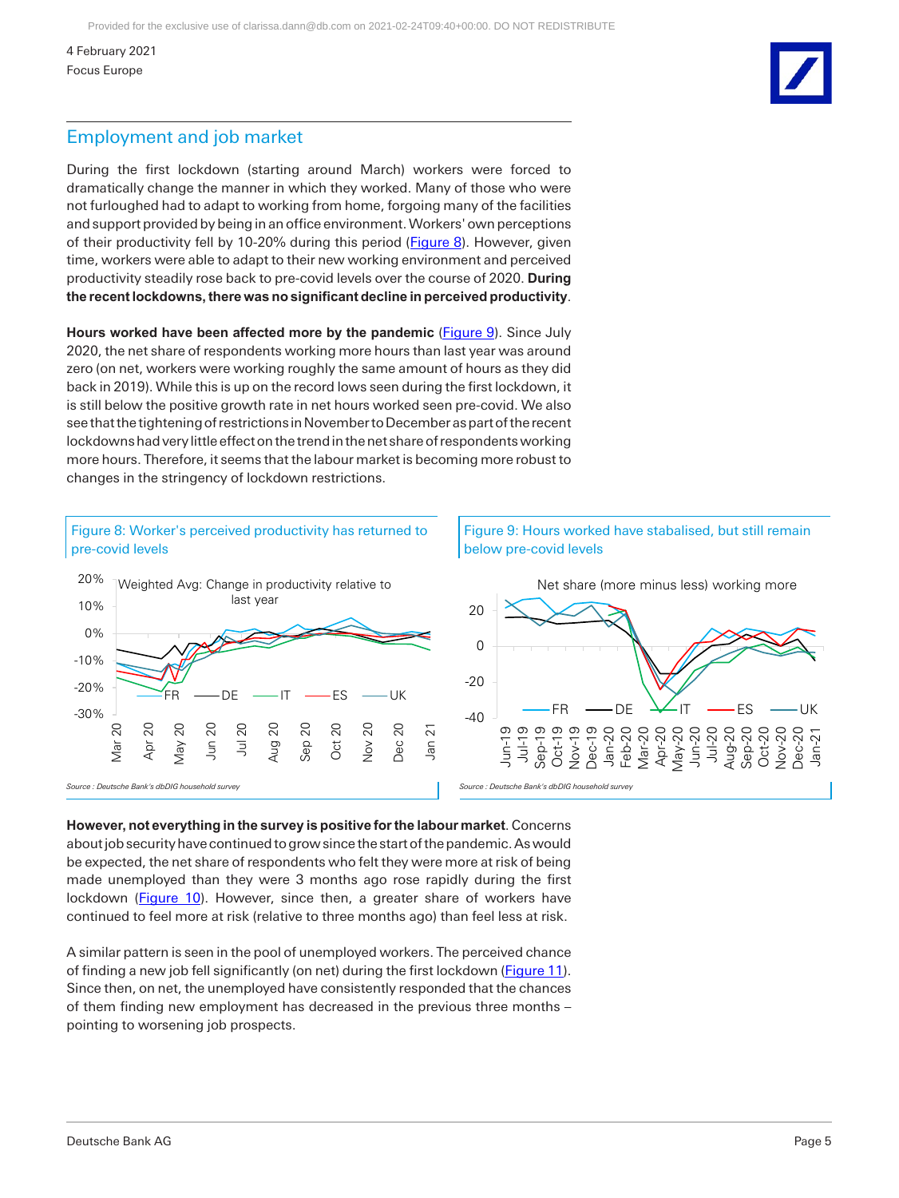## Employment and job market

During the first lockdown (starting around March) workers were forced to dramatically change the manner in which they worked. Many of those who were not furloughed had to adapt to working from home, forgoing many of the facilities and support provided by being in an office environment. Workers' own perceptions of their productivity fell by 10-20% during this period (Figure 8). However, given time, workers were able to adapt to their new working environment and perceived productivity steadily rose back to pre-covid levels over the course of 2020. **During the recent lockdowns, there was no significant decline in perceived productivity**.

**Hours worked have been affected more by the pandemic** (Figure 9). Since July 2020, the net share of respondents working more hours than last year was around zero (on net, workers were working roughly the same amount of hours as they did back in 2019). While this is up on the record lows seen during the first lockdown, it is still below the positive growth rate in net hours worked seen pre-covid. We also see that the tightening of restrictions in November to December as part of the recent lockdowns had very little effect on the trend in the net share of respondents working more hours. Therefore, it seems that the labour market is becoming more robust to changes in the stringency of lockdown restrictions.

Figure 8: Worker's perceived productivity has returned to pre-covid levels

*Source : Deutsche Bank's dbDIG household survey*

Figure 9: Hours worked have stabalised, but still remain below pre-covid levels

*Source : Deutsche Bank's dbDIG household survey*

**However, not everything in the survey is positive for the labour market**. Concerns about job security have continued to grow since the start of the pandemic. As would be expected, the net share of respondents who felt they were more at risk of being made unemployed than they were 3 months ago rose rapidly during the first lockdown (Figure 10). However, since then, a greater share of workers have continued to feel more at risk (relative to three months ago) than feel less at risk.

A similar pattern is seen in the pool of unemployed workers. The perceived chance of finding a new job fell significantly (on net) during the first lockdown (Figure 11). Since then, on net, the unemployed have consistently responded that the chances of them finding new employment has decreased in the previous three months – pointing to worsening job prospects.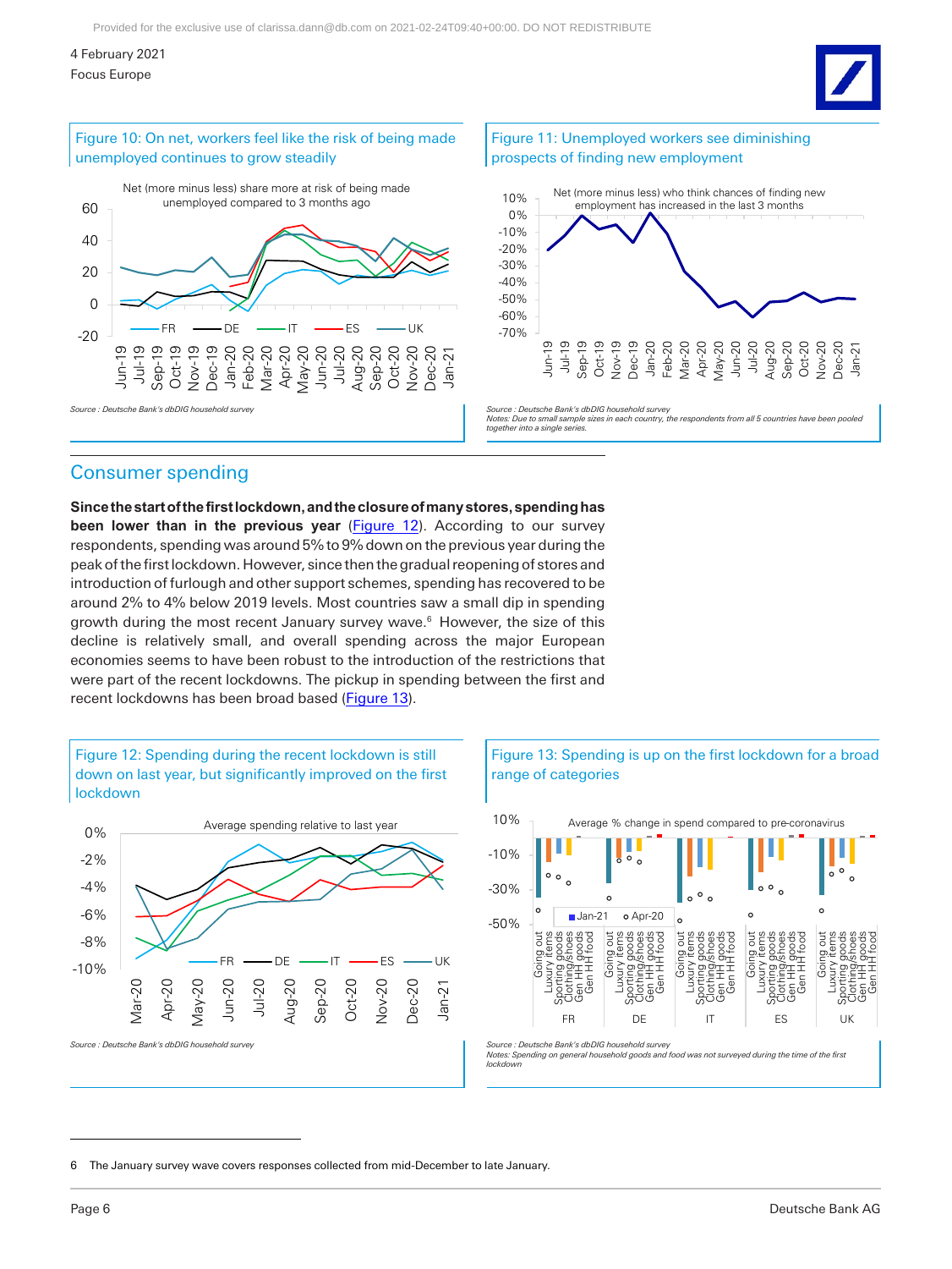Figure 10: On net, workers feel like the risk of being made unemployed continues to grow steadily

Source : Deutsche Bank's dbDIG household survey

Figure 11: Unemployed workers see diminishing prospects of finding new employment

Source : Deutsche Bank's dbDIG household survey
Notes: Due to small sample sizes in each country, the respondents from all 5 countries have been pooled together into a single series.

## Consumer spending

**Since the start of the first lockdown, and the closure of many stores, spending has been lower than in the previous year** (Figure 12). According to our survey respondents, spending was around 5% to 9% down on the previous year during the peak of the first lockdown. However, since then the gradual reopening of stores and introduction of furlough and other support schemes, spending has recovered to be around 2% to 4% below 2019 levels. Most countries saw a small dip in spending growth during the most recent January survey wave.[6] However, the size of this decline is relatively small, and overall spending across the major European economies seems to have been robust to the introduction of the restrictions that were part of the recent lockdowns. The pickup in spending between the first and recent lockdowns has been broad based (Figure 13).

Figure 12: Spending during the recent lockdown is still down on last year, but significantly improved on the first lockdown

Source : Deutsche Bank's dbDIG household survey

Figure 13: Spending is up on the first lockdown for a broad range of categories

Source : Deutsche Bank's dbDIG household survey
Notes: Spending on general household goods and food was not surveyed during the time of the first lockdown

6 The January survey wave covers responses collected from mid-December to late January.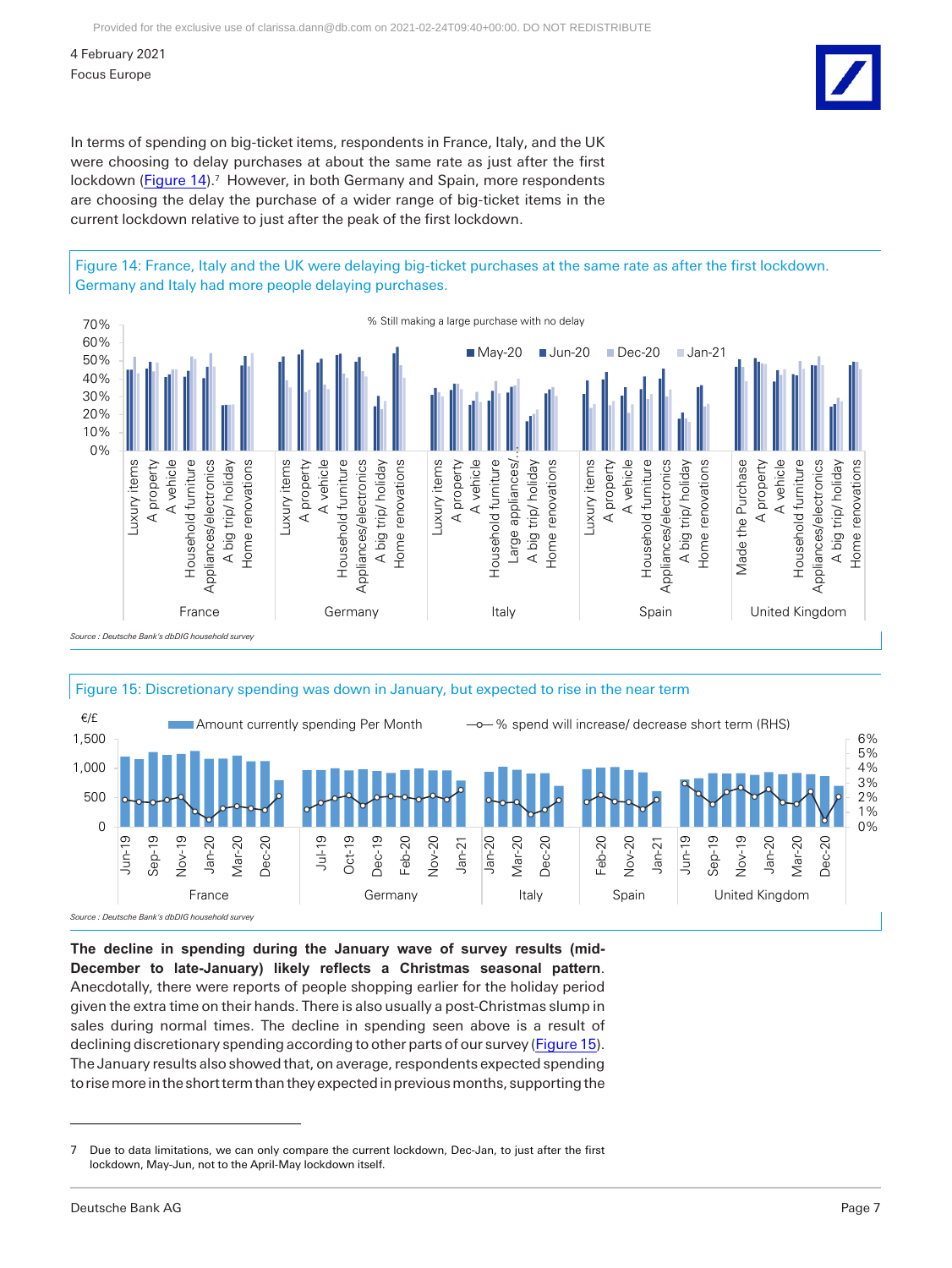In terms of spending on big-ticket items, respondents in France, Italy, and the UK were choosing to delay purchases at about the same rate as just after the first lockdown (Figure 14).[7] However, in both Germany and Spain, more respondents are choosing the delay the purchase of a wider range of big-ticket items in the current lockdown relative to just after the peak of the first lockdown.

Figure 14: France, Italy and the UK were delaying big-ticket purchases at the same rate as after the first lockdown. Germany and Italy had more people delaying purchases.

*Source : Deutsche Bank's dbDIG household survey*

Figure 15: Discretionary spending was down in January, but expected to rise in the near term

*Source : Deutsche Bank's dbDIG household survey*

**The decline in spending during the January wave of survey results (mid-December to late-January) likely reflects a Christmas seasonal pattern**. Anecdotally, there were reports of people shopping earlier for the holiday period given the extra time on their hands. There is also usually a post-Christmas slump in sales during normal times. The decline in spending seen above is a result of declining discretionary spending according to other parts of our survey (Figure 15). The January results also showed that, on average, respondents expected spending to rise more in the short term than they expected in previous months, supporting the

[7] Due to data limitations, we can only compare the current lockdown, Dec-Jan, to just after the first lockdown, May-Jun, not to the April-May lockdown itself.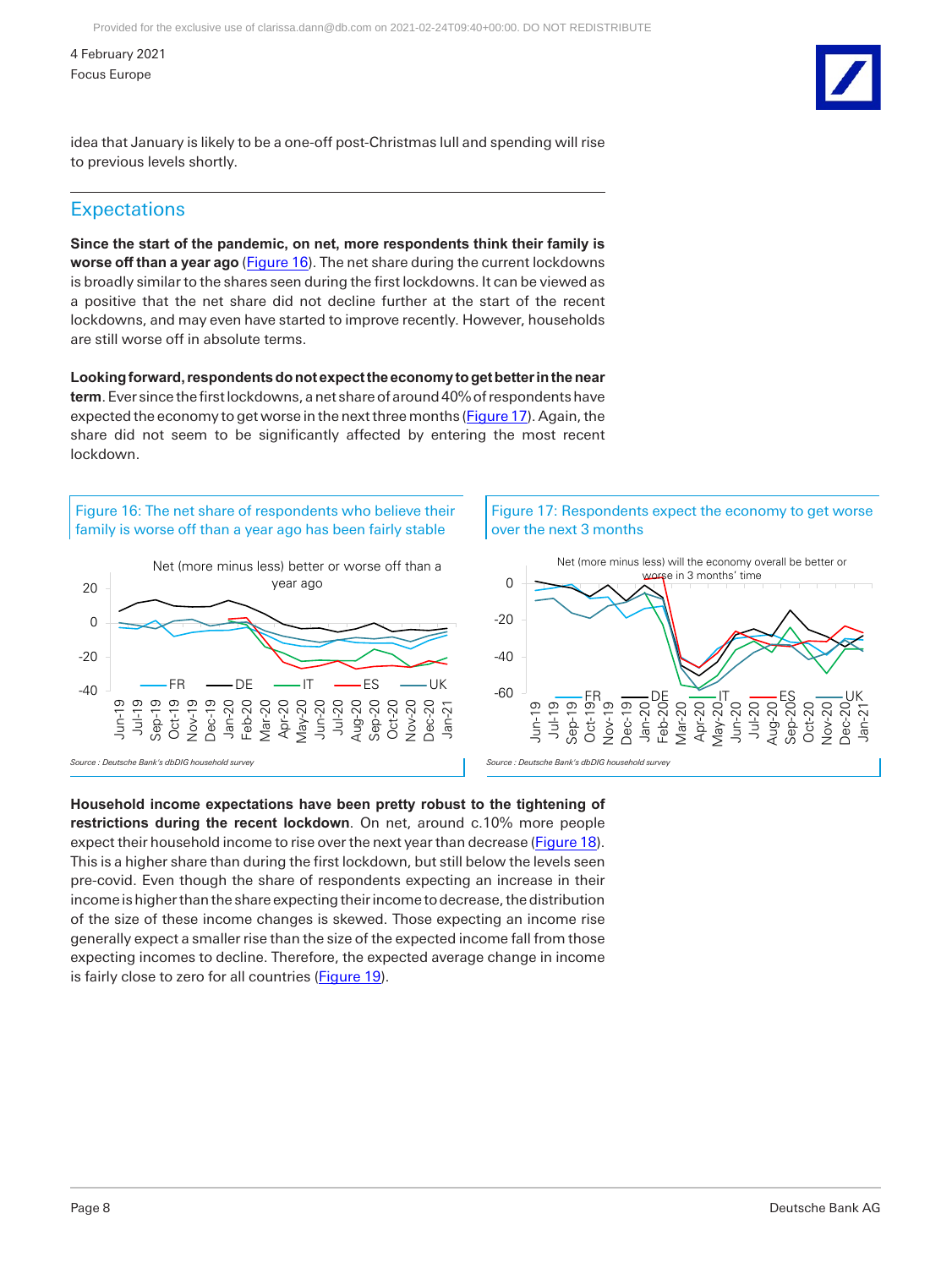idea that January is likely to be a one-off post-Christmas lull and spending will rise to previous levels shortly.

## Expectations

**Since the start of the pandemic, on net, more respondents think their family is worse off than a year ago** (Figure 16). The net share during the current lockdowns is broadly similar to the shares seen during the first lockdowns. It can be viewed as a positive that the net share did not decline further at the start of the recent lockdowns, and may even have started to improve recently. However, households are still worse off in absolute terms.

**Looking forward, respondents do not expect the economy to get better in the near term**. Ever since the first lockdowns, a net share of around 40% of respondents have expected the economy to get worse in the next three months (Figure 17). Again, the share did not seem to be significantly affected by entering the most recent lockdown.

Figure 16: The net share of respondents who believe their family is worse off than a year ago has been fairly stable

Source : Deutsche Bank's dbDIG household survey

Figure 17: Respondents expect the economy to get worse over the next 3 months

Source : Deutsche Bank's dbDIG household survey

**Household income expectations have been pretty robust to the tightening of restrictions during the recent lockdown**. On net, around c.10% more people expect their household income to rise over the next year than decrease (Figure 18). This is a higher share than during the first lockdown, but still below the levels seen pre-covid. Even though the share of respondents expecting an increase in their income is higher than the share expecting their income to decrease, the distribution of the size of these income changes is skewed. Those expecting an income rise generally expect a smaller rise than the size of the expected income fall from those expecting incomes to decline. Therefore, the expected average change in income is fairly close to zero for all countries (Figure 19).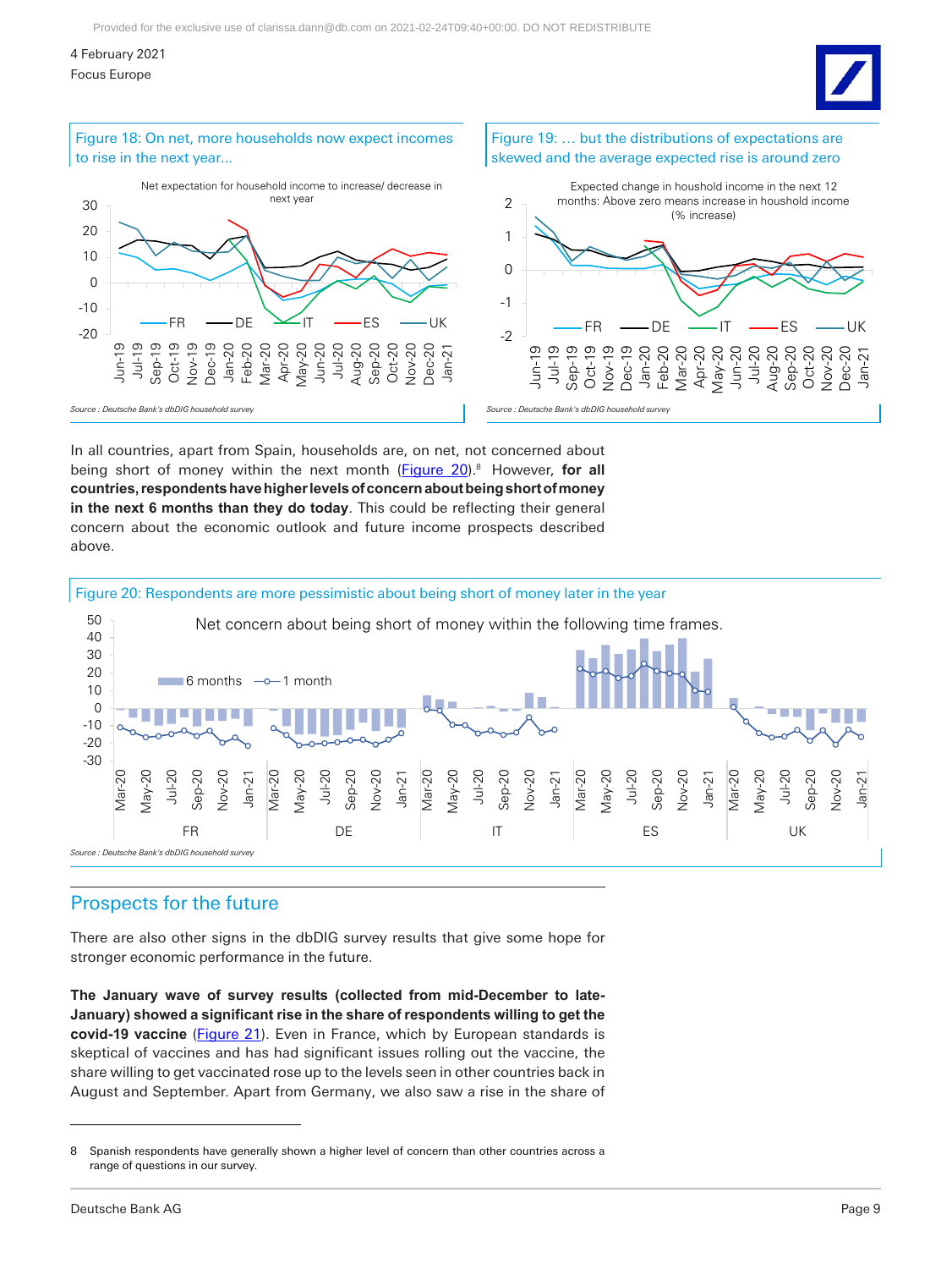Figure 18: On net, more households now expect incomes to rise in the next year...

Source : Deutsche Bank's dbDIG household survey

Figure 19: ... but the distributions of expectations are skewed and the average expected rise is around zero

Source : Deutsche Bank's dbDIG household survey

In all countries, apart from Spain, households are, on net, not concerned about being short of money within the next month (Figure 20).[8] However, **for all countries, respondents have higher levels of concern about being short of money in the next 6 months than they do today**. This could be reflecting their general concern about the economic outlook and future income prospects described above.

Figure 20: Respondents are more pessimistic about being short of money later in the year

Source : Deutsche Bank's dbDIG household survey

## Prospects for the future

There are also other signs in the dbDIG survey results that give some hope for stronger economic performance in the future.

**The January wave of survey results (collected from mid-December to late-January) showed a significant rise in the share of respondents willing to get the covid-19 vaccine** (Figure 21). Even in France, which by European standards is skeptical of vaccines and has had significant issues rolling out the vaccine, the share willing to get vaccinated rose up to the levels seen in other countries back in August and September. Apart from Germany, we also saw a rise in the share of

8 Spanish respondents have generally shown a higher level of concern than other countries across a range of questions in our survey.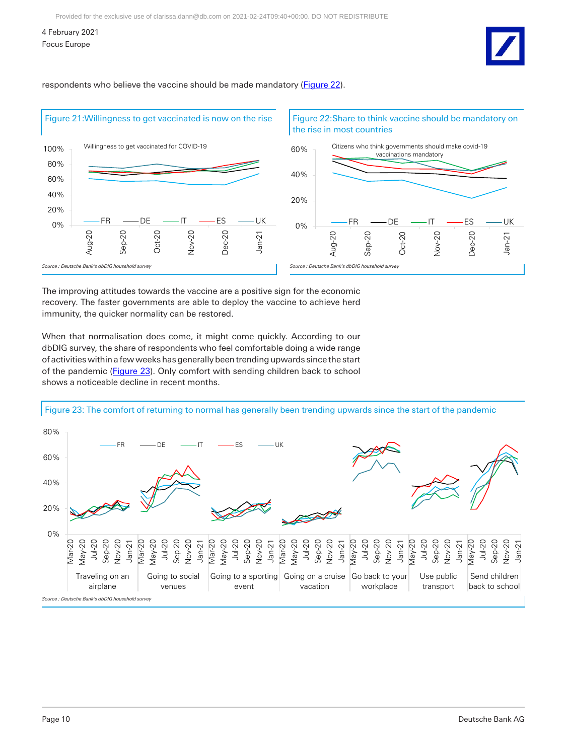respondents who believe the vaccine should be made mandatory (Figure 22).

Figure 21:Willingness to get vaccinated is now on the rise

Source : Deutsche Bank's dbDIG household survey

Figure 22:Share to think vaccine should be mandatory on the rise in most countries

Source : Deutsche Bank's dbDIG household survey

The improving attitudes towards the vaccine are a positive sign for the economic recovery. The faster governments are able to deploy the vaccine to achieve herd immunity, the quicker normality can be restored.

When that normalisation does come, it might come quickly. According to our dbDIG survey, the share of respondents who feel comfortable doing a wide range of activities within a few weeks has generally been trending upwards since the start of the pandemic (Figure 23). Only comfort with sending children back to school shows a noticeable decline in recent months.

Figure 23: The comfort of returning to normal has generally been trending upwards since the start of the pandemic

Source : Deutsche Bank's dbDIG household survey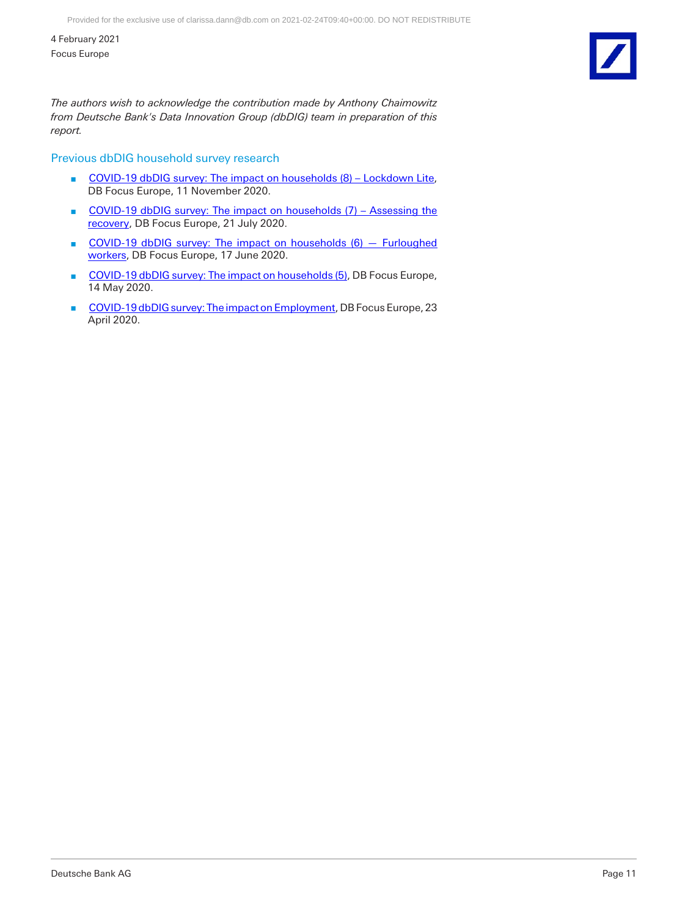*The authors wish to acknowledge the contribution made by Anthony Chaimowitz from Deutsche Bank's Data Innovation Group (dbDIG) team in preparation of this report.*

## Previous dbDIG household survey research

- COVID-19 dbDIG survey: The impact on households (8) – Lockdown Lite, DB Focus Europe, 11 November 2020.
- COVID-19 dbDIG survey: The impact on households (7) – Assessing the recovery, DB Focus Europe, 21 July 2020.
- COVID-19 dbDIG survey: The impact on households (6) — Furloughed workers, DB Focus Europe, 17 June 2020.
- COVID-19 dbDIG survey: The impact on households (5), DB Focus Europe, 14 May 2020.
- COVID-19 dbDIG survey: The impact on Employment, DB Focus Europe, 23 April 2020.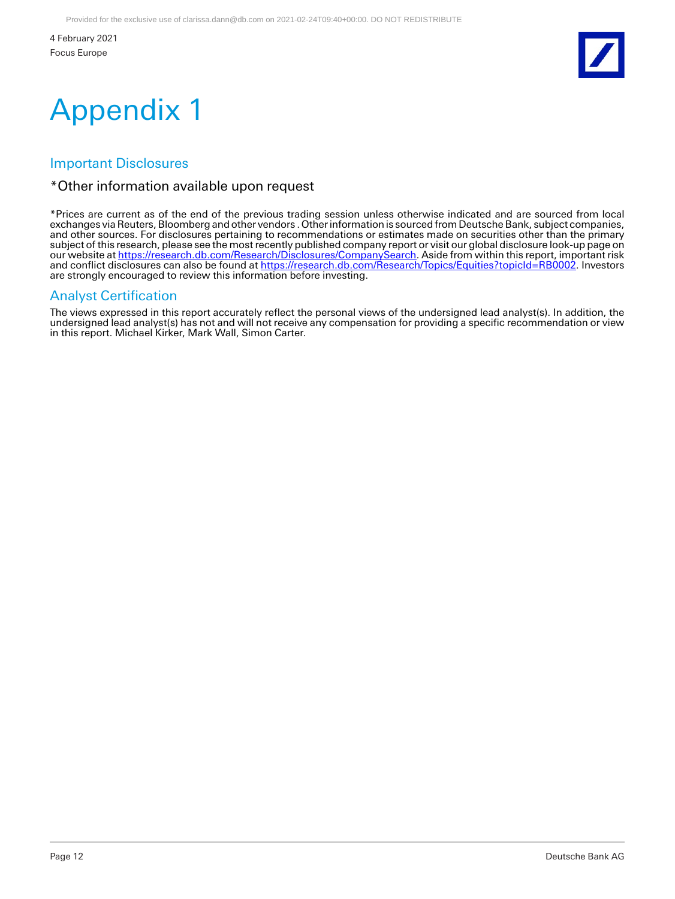# Appendix 1

## Important Disclosures

### *Other information available upon request

*Prices are current as of the end of the previous trading session unless otherwise indicated and are sourced from local exchanges via Reuters, Bloomberg and other vendors . Other information is sourced from Deutsche Bank, subject companies, and other sources. For disclosures pertaining to recommendations or estimates made on securities other than the primary subject of this research, please see the most recently published company report or visit our global disclosure look-up page on our website at https://research.db.com/Research/Disclosures/CompanySearch. Aside from within this report, important risk and conflict disclosures can also be found at https://research.db.com/Research/Topics/Equities?topicId=RB0002. Investors are strongly encouraged to review this information before investing.

## Analyst Certification

The views expressed in this report accurately reflect the personal views of the undersigned lead analyst(s). In addition, the undersigned lead analyst(s) has not and will not receive any compensation for providing a specific recommendation or view in this report. Michael Kirker, Mark Wall, Simon Carter.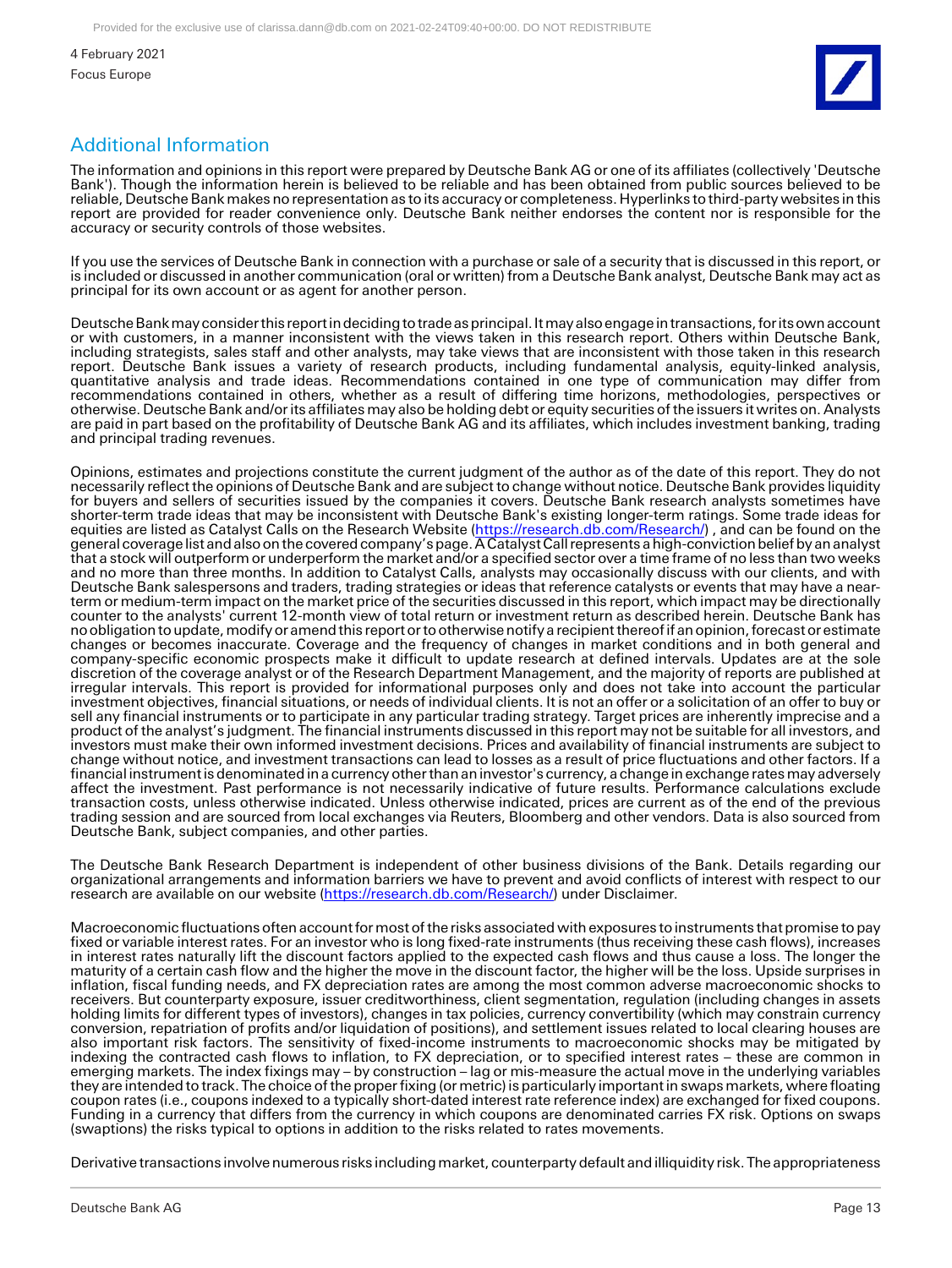## Additional Information

The information and opinions in this report were prepared by Deutsche Bank AG or one of its affiliates (collectively 'Deutsche Bank'). Though the information herein is believed to be reliable and has been obtained from public sources believed to be reliable, Deutsche Bank makes no representation as to its accuracy or completeness. Hyperlinks to third-party websites in this report are provided for reader convenience only. Deutsche Bank neither endorses the content nor is responsible for the accuracy or security controls of those websites.

If you use the services of Deutsche Bank in connection with a purchase or sale of a security that is discussed in this report, or is included or discussed in another communication (oral or written) from a Deutsche Bank analyst, Deutsche Bank may act as principal for its own account or as agent for another person.

Deutsche Bank may consider this report in deciding to trade as principal. It may also engage in transactions, for its own account or with customers, in a manner inconsistent with the views taken in this research report. Others within Deutsche Bank, including strategists, sales staff and other analysts, may take views that are inconsistent with those taken in this research report. Deutsche Bank issues a variety of research products, including fundamental analysis, equity-linked analysis, quantitative analysis and trade ideas. Recommendations contained in one type of communication may differ from recommendations contained in others, whether as a result of differing time horizons, methodologies, perspectives or otherwise. Deutsche Bank and/or its affiliates may also be holding debt or equity securities of the issuers it writes on. Analysts are paid in part based on the profitability of Deutsche Bank AG and its affiliates, which includes investment banking, trading and principal trading revenues.

Opinions, estimates and projections constitute the current judgment of the author as of the date of this report. They do not necessarily reflect the opinions of Deutsche Bank and are subject to change without notice. Deutsche Bank provides liquidity for buyers and sellers of securities issued by the companies it covers. Deutsche Bank research analysts sometimes have shorter-term trade ideas that may be inconsistent with Deutsche Bank's existing longer-term ratings. Some trade ideas for equities are listed as Catalyst Calls on the Research Website (https://research.db.com/Research/) , and can be found on the general coverage list and also on the covered company's page. A Catalyst Call represents a high-conviction belief by an analyst that a stock will outperform or underperform the market and/or a specified sector over a time frame of no less than two weeks and no more than three months. In addition to Catalyst Calls, analysts may occasionally discuss with our clients, and with Deutsche Bank salespersons and traders, trading strategies or ideas that reference catalysts or events that may have a near-term or medium-term impact on the market price of the securities discussed in this report, which impact may be directionally counter to the analysts' current 12-month view of total return or investment return as described herein. Deutsche Bank has no obligation to update, modify or amend this report or to otherwise notify a recipient thereof if an opinion, forecast or estimate changes or becomes inaccurate. Coverage and the frequency of changes in market conditions and in both general and company-specific economic prospects make it difficult to update research at defined intervals. Updates are at the sole discretion of the coverage analyst or of the Research Department Management, and the majority of reports are published at irregular intervals. This report is provided for informational purposes only and does not take into account the particular investment objectives, financial situations, or needs of individual clients. It is not an offer or a solicitation of an offer to buy or sell any financial instruments or to participate in any particular trading strategy. Target prices are inherently imprecise and a product of the analyst's judgment. The financial instruments discussed in this report may not be suitable for all investors, and investors must make their own informed investment decisions. Prices and availability of financial instruments are subject to change without notice, and investment transactions can lead to losses as a result of price fluctuations and other factors. If a financial instrument is denominated in a currency other than an investor's currency, a change in exchange rates may adversely affect the investment. Past performance is not necessarily indicative of future results. Performance calculations exclude transaction costs, unless otherwise indicated. Unless otherwise indicated, prices are current as of the end of the previous trading session and are sourced from local exchanges via Reuters, Bloomberg and other vendors. Data is also sourced from Deutsche Bank, subject companies, and other parties.

The Deutsche Bank Research Department is independent of other business divisions of the Bank. Details regarding our organizational arrangements and information barriers we have to prevent and avoid conflicts of interest with respect to our research are available on our website (https://research.db.com/Research/) under Disclaimer.

Macroeconomic fluctuations often account for most of the risks associated with exposures to instruments that promise to pay fixed or variable interest rates. For an investor who is long fixed-rate instruments (thus receiving these cash flows), increases in interest rates naturally lift the discount factors applied to the expected cash flows and thus cause a loss. The longer the maturity of a certain cash flow and the higher the move in the discount factor, the higher will be the loss. Upside surprises in inflation, fiscal funding needs, and FX depreciation rates are among the most common adverse macroeconomic shocks to receivers. But counterparty exposure, issuer creditworthiness, client segmentation, regulation (including changes in assets holding limits for different types of investors), changes in tax policies, currency convertibility (which may constrain currency conversion, repatriation of profits and/or liquidation of positions), and settlement issues related to local clearing houses are also important risk factors. The sensitivity of fixed-income instruments to macroeconomic shocks may be mitigated by indexing the contracted cash flows to inflation, to FX depreciation, or to specified interest rates – these are common in emerging markets. The index fixings may – by construction – lag or mis-measure the actual move in the underlying variables they are intended to track. The choice of the proper fixing (or metric) is particularly important in swaps markets, where floating coupon rates (i.e., coupons indexed to a typically short-dated interest rate reference index) are exchanged for fixed coupons. Funding in a currency that differs from the currency in which coupons are denominated carries FX risk. Options on swaps (swaptions) the risks typical to options in addition to the risks related to rates movements.

Derivative transactions involve numerous risks including market, counterparty default and illiquidity risk. The appropriateness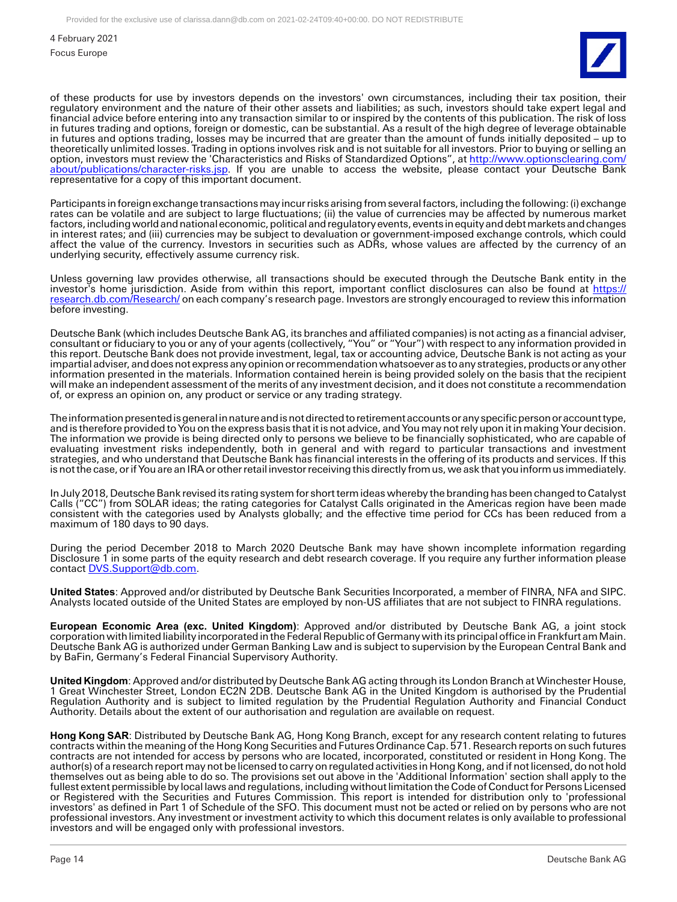of these products for use by investors depends on the investors' own circumstances, including their tax position, their regulatory environment and the nature of their other assets and liabilities; as such, investors should take expert legal and financial advice before entering into any transaction similar to or inspired by the contents of this publication. The risk of loss in futures trading and options, foreign or domestic, can be substantial. As a result of the high degree of leverage obtainable in futures and options trading, losses may be incurred that are greater than the amount of funds initially deposited – up to theoretically unlimited losses. Trading in options involves risk and is not suitable for all investors. Prior to buying or selling an option, investors must review the 'Characteristics and Risks of Standardized Options", at [http://www.optionsclearing.com/about/publications/character-risks.jsp](http://www.optionsclearing.com/about/publications/character-risks.jsp). If you are unable to access the website, please contact your Deutsche Bank representative for a copy of this important document.

Participants in foreign exchange transactions may incur risks arising from several factors, including the following: (i) exchange rates can be volatile and are subject to large fluctuations; (ii) the value of currencies may be affected by numerous market factors, including world and national economic, political and regulatory events, events in equity and debt markets and changes in interest rates; and (iii) currencies may be subject to devaluation or government-imposed exchange controls, which could affect the value of the currency. Investors in securities such as ADRs, whose values are affected by the currency of an underlying security, effectively assume currency risk.

Unless governing law provides otherwise, all transactions should be executed through the Deutsche Bank entity in the investor's home jurisdiction. Aside from within this report, important conflict disclosures can also be found at [https://research.db.com/Research/](https://research.db.com/Research/) on each company's research page. Investors are strongly encouraged to review this information before investing.

Deutsche Bank (which includes Deutsche Bank AG, its branches and affiliated companies) is not acting as a financial adviser, consultant or fiduciary to you or any of your agents (collectively, "You" or "Your") with respect to any information provided in this report. Deutsche Bank does not provide investment, legal, tax or accounting advice, Deutsche Bank is not acting as your impartial adviser, and does not express any opinion or recommendation whatsoever as to any strategies, products or any other information presented in the materials. Information contained herein is being provided solely on the basis that the recipient will make an independent assessment of the merits of any investment decision, and it does not constitute a recommendation of, or express an opinion on, any product or service or any trading strategy.

The information presented is general in nature and is not directed to retirement accounts or any specific person or account type, and is therefore provided to You on the express basis that it is not advice, and You may not rely upon it in making Your decision. The information we provide is being directed only to persons we believe to be financially sophisticated, who are capable of evaluating investment risks independently, both in general and with regard to particular transactions and investment strategies, and who understand that Deutsche Bank has financial interests in the offering of its products and services. If this is not the case, or if You are an IRA or other retail investor receiving this directly from us, we ask that you inform us immediately.

In July 2018, Deutsche Bank revised its rating system for short term ideas whereby the branding has been changed to Catalyst Calls ("CC") from SOLAR ideas; the rating categories for Catalyst Calls originated in the Americas region have been made consistent with the categories used by Analysts globally; and the effective time period for CCs has been reduced from a maximum of 180 days to 90 days.

During the period December 2018 to March 2020 Deutsche Bank may have shown incomplete information regarding Disclosure 1 in some parts of the equity research and debt research coverage. If you require any further information please contact [DVS.Support@db.com](mailto:DVS.Support@db.com).

**United States**: Approved and/or distributed by Deutsche Bank Securities Incorporated, a member of FINRA, NFA and SIPC. Analysts located outside of the United States are employed by non-US affiliates that are not subject to FINRA regulations.

**European Economic Area (exc. United Kingdom)**: Approved and/or distributed by Deutsche Bank AG, a joint stock corporation with limited liability incorporated in the Federal Republic of Germany with its principal office in Frankfurt am Main. Deutsche Bank AG is authorized under German Banking Law and is subject to supervision by the European Central Bank and by BaFin, Germany's Federal Financial Supervisory Authority.

**United Kingdom**: Approved and/or distributed by Deutsche Bank AG acting through its London Branch at Winchester House, 1 Great Winchester Street, London EC2N 2DB. Deutsche Bank AG in the United Kingdom is authorised by the Prudential Regulation Authority and is subject to limited regulation by the Prudential Regulation Authority and Financial Conduct Authority. Details about the extent of our authorisation and regulation are available on request.

**Hong Kong SAR**: Distributed by Deutsche Bank AG, Hong Kong Branch, except for any research content relating to futures contracts within the meaning of the Hong Kong Securities and Futures Ordinance Cap. 571. Research reports on such futures contracts are not intended for access by persons who are located, incorporated, constituted or resident in Hong Kong. The author(s) of a research report may not be licensed to carry on regulated activities in Hong Kong, and if not licensed, do not hold themselves out as being able to do so. The provisions set out above in the 'Additional Information' section shall apply to the fullest extent permissible by local laws and regulations, including without limitation the Code of Conduct for Persons Licensed or Registered with the Securities and Futures Commission. This report is intended for distribution only to 'professional investors' as defined in Part 1 of Schedule of the SFO. This document must not be acted or relied on by persons who are not professional investors. Any investment or investment activity to which this document relates is only available to professional investors and will be engaged only with professional investors.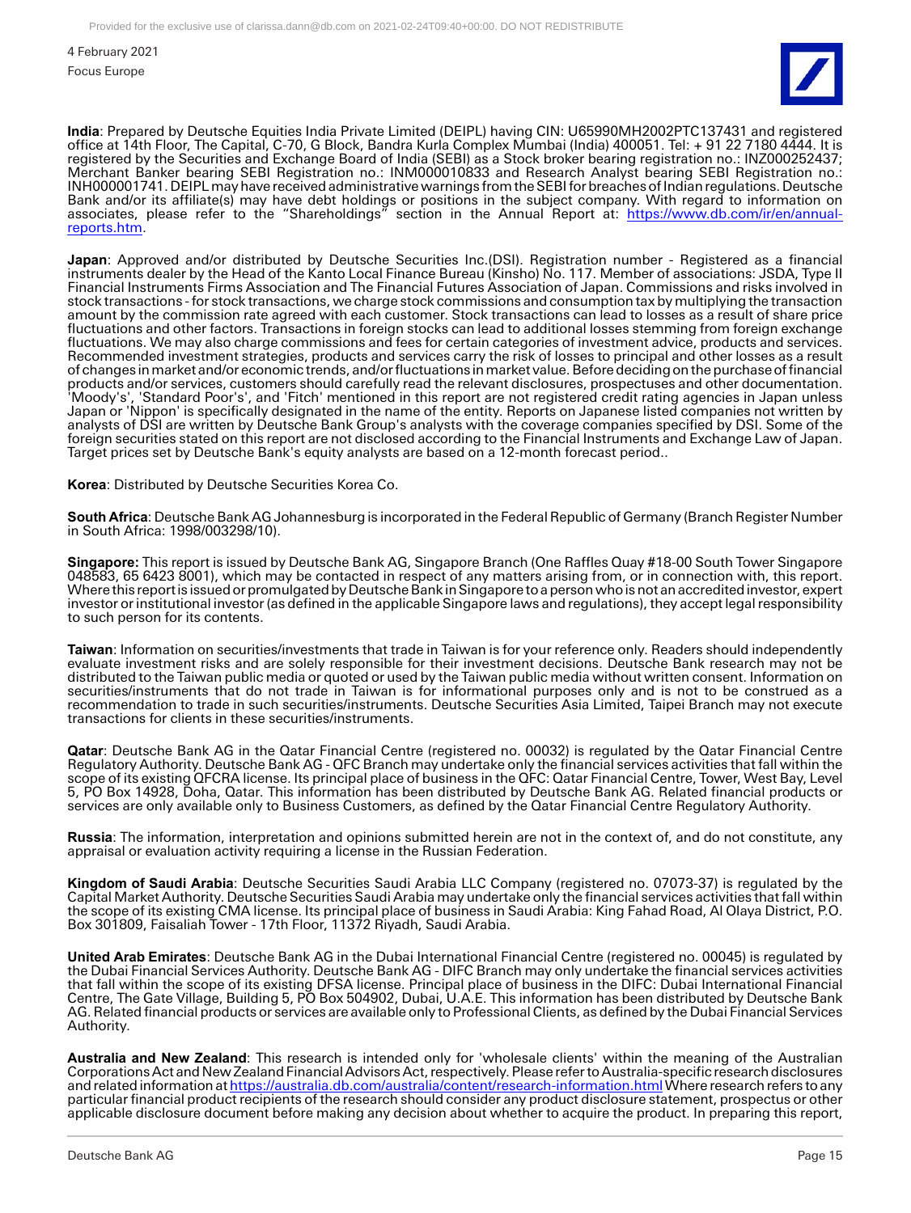**India**: Prepared by Deutsche Equities India Private Limited (DEIPL) having CIN: U65990MH2002PTC137431 and registered office at 14th Floor, The Capital, C-70, G Block, Bandra Kurla Complex Mumbai (India) 400051. Tel: + 91 22 7180 4444. It is registered by the Securities and Exchange Board of India (SEBI) as a Stock broker bearing registration no.: INZ000252437; Merchant Banker bearing SEBI Registration no.: INM000010833 and Research Analyst bearing SEBI Registration no.: INH000001741. DEIPL may have received administrative warnings from the SEBI for breaches of Indian regulations. Deutsche Bank and/or its affiliate(s) may have debt holdings or positions in the subject company. With regard to information on associates, please refer to the "Shareholdings" section in the Annual Report at: https://www.db.com/ir/en/annual-reports.htm.

**Japan**: Approved and/or distributed by Deutsche Securities Inc.(DSI). Registration number - Registered as a financial instruments dealer by the Head of the Kanto Local Finance Bureau (Kinsho) No. 117. Member of associations: JSDA, Type II Financial Instruments Firms Association and The Financial Futures Association of Japan. Commissions and risks involved in stock transactions - for stock transactions, we charge stock commissions and consumption tax by multiplying the transaction amount by the commission rate agreed with each customer. Stock transactions can lead to losses as a result of share price fluctuations and other factors. Transactions in foreign stocks can lead to additional losses stemming from foreign exchange fluctuations. We may also charge commissions and fees for certain categories of investment advice, products and services. Recommended investment strategies, products and services carry the risk of losses to principal and other losses as a result of changes in market and/or economic trends, and/or fluctuations in market value. Before deciding on the purchase of financial products and/or services, customers should carefully read the relevant disclosures, prospectuses and other documentation. 'Moody's', 'Standard Poor's', and 'Fitch' mentioned in this report are not registered credit rating agencies in Japan unless Japan or 'Nippon' is specifically designated in the name of the entity. Reports on Japanese listed companies not written by analysts of DSI are written by Deutsche Bank Group's analysts with the coverage companies specified by DSI. Some of the foreign securities stated on this report are not disclosed according to the Financial Instruments and Exchange Law of Japan. Target prices set by Deutsche Bank's equity analysts are based on a 12-month forecast period..

**Korea**: Distributed by Deutsche Securities Korea Co.

**South Africa**: Deutsche Bank AG Johannesburg is incorporated in the Federal Republic of Germany (Branch Register Number in South Africa: 1998/003298/10).

**Singapore:** This report is issued by Deutsche Bank AG, Singapore Branch (One Raffles Quay #18-00 South Tower Singapore 048583, 65 6423 8001), which may be contacted in respect of any matters arising from, or in connection with, this report. Where this report is issued or promulgated by Deutsche Bank in Singapore to a person who is not an accredited investor, expert investor or institutional investor (as defined in the applicable Singapore laws and regulations), they accept legal responsibility to such person for its contents.

**Taiwan**: Information on securities/investments that trade in Taiwan is for your reference only. Readers should independently evaluate investment risks and are solely responsible for their investment decisions. Deutsche Bank research may not be distributed to the Taiwan public media or quoted or used by the Taiwan public media without written consent. Information on securities/instruments that do not trade in Taiwan is for informational purposes only and is not to be construed as a recommendation to trade in such securities/instruments. Deutsche Securities Asia Limited, Taipei Branch may not execute transactions for clients in these securities/instruments.

**Qatar**: Deutsche Bank AG in the Qatar Financial Centre (registered no. 00032) is regulated by the Qatar Financial Centre Regulatory Authority. Deutsche Bank AG - QFC Branch may undertake only the financial services activities that fall within the scope of its existing QFCRA license. Its principal place of business in the QFC: Qatar Financial Centre, Tower, West Bay, Level 5, PO Box 14928, Doha, Qatar. This information has been distributed by Deutsche Bank AG. Related financial products or services are only available only to Business Customers, as defined by the Qatar Financial Centre Regulatory Authority.

**Russia**: The information, interpretation and opinions submitted herein are not in the context of, and do not constitute, any appraisal or evaluation activity requiring a license in the Russian Federation.

**Kingdom of Saudi Arabia**: Deutsche Securities Saudi Arabia LLC Company (registered no. 07073-37) is regulated by the Capital Market Authority. Deutsche Securities Saudi Arabia may undertake only the financial services activities that fall within the scope of its existing CMA license. Its principal place of business in Saudi Arabia: King Fahad Road, Al Olaya District, P.O. Box 301809, Faisaliah Tower - 17th Floor, 11372 Riyadh, Saudi Arabia.

**United Arab Emirates**: Deutsche Bank AG in the Dubai International Financial Centre (registered no. 00045) is regulated by the Dubai Financial Services Authority. Deutsche Bank AG - DIFC Branch may only undertake the financial services activities that fall within the scope of its existing DFSA license. Principal place of business in the DIFC: Dubai International Financial Centre, The Gate Village, Building 5, PO Box 504902, Dubai, U.A.E. This information has been distributed by Deutsche Bank AG. Related financial products or services are available only to Professional Clients, as defined by the Dubai Financial Services Authority.

**Australia and New Zealand**: This research is intended only for 'wholesale clients' within the meaning of the Australian Corporations Act and New Zealand Financial Advisors Act, respectively. Please refer to Australia-specific research disclosures and related information at https://australia.db.com/australia/content/research-information.html Where research refers to any particular financial product recipients of the research should consider any product disclosure statement, prospectus or other applicable disclosure document before making any decision about whether to acquire the product. In preparing this report,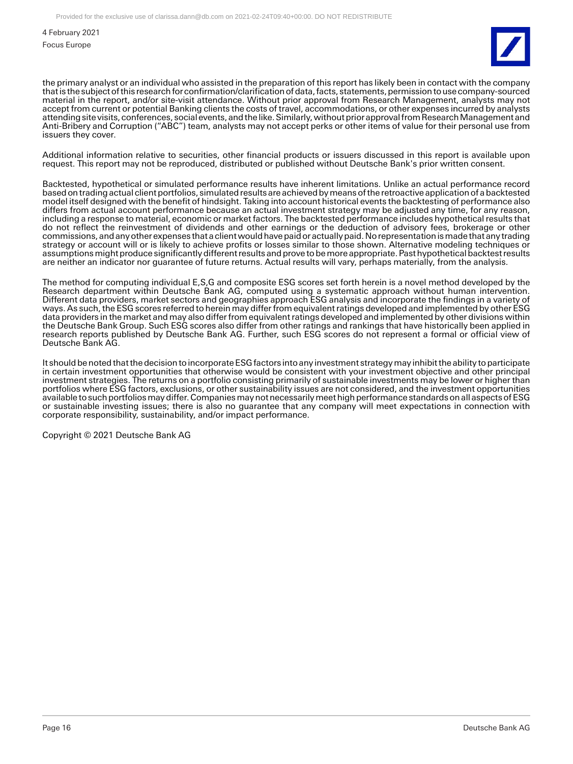the primary analyst or an individual who assisted in the preparation of this report has likely been in contact with the company that is the subject of this research for confirmation/clarification of data, facts, statements, permission to use company-sourced material in the report, and/or site-visit attendance. Without prior approval from Research Management, analysts may not accept from current or potential Banking clients the costs of travel, accommodations, or other expenses incurred by analysts attending site visits, conferences, social events, and the like. Similarly, without prior approval from Research Management and Anti-Bribery and Corruption ("ABC") team, analysts may not accept perks or other items of value for their personal use from issuers they cover.

Additional information relative to securities, other financial products or issuers discussed in this report is available upon request. This report may not be reproduced, distributed or published without Deutsche Bank's prior written consent.

Backtested, hypothetical or simulated performance results have inherent limitations. Unlike an actual performance record based on trading actual client portfolios, simulated results are achieved by means of the retroactive application of a backtested model itself designed with the benefit of hindsight. Taking into account historical events the backtesting of performance also differs from actual account performance because an actual investment strategy may be adjusted any time, for any reason, including a response to material, economic or market factors. The backtested performance includes hypothetical results that do not reflect the reinvestment of dividends and other earnings or the deduction of advisory fees, brokerage or other commissions, and any other expenses that a client would have paid or actually paid. No representation is made that any trading strategy or account will or is likely to achieve profits or losses similar to those shown. Alternative modeling techniques or assumptions might produce significantly different results and prove to be more appropriate. Past hypothetical backtest results are neither an indicator nor guarantee of future returns. Actual results will vary, perhaps materially, from the analysis.

The method for computing individual E,S,G and composite ESG scores set forth herein is a novel method developed by the Research department within Deutsche Bank AG, computed using a systematic approach without human intervention. Different data providers, market sectors and geographies approach ESG analysis and incorporate the findings in a variety of ways. As such, the ESG scores referred to herein may differ from equivalent ratings developed and implemented by other ESG data providers in the market and may also differ from equivalent ratings developed and implemented by other divisions within the Deutsche Bank Group. Such ESG scores also differ from other ratings and rankings that have historically been applied in research reports published by Deutsche Bank AG. Further, such ESG scores do not represent a formal or official view of Deutsche Bank AG.

It should be noted that the decision to incorporate ESG factors into any investment strategy may inhibit the ability to participate in certain investment opportunities that otherwise would be consistent with your investment objective and other principal investment strategies. The returns on a portfolio consisting primarily of sustainable investments may be lower or higher than portfolios where ESG factors, exclusions, or other sustainability issues are not considered, and the investment opportunities available to such portfolios may differ. Companies may not necessarily meet high performance standards on all aspects of ESG or sustainable investing issues; there is also no guarantee that any company will meet expectations in connection with corporate responsibility, sustainability, and/or impact performance.

Copyright © 2021 Deutsche Bank AG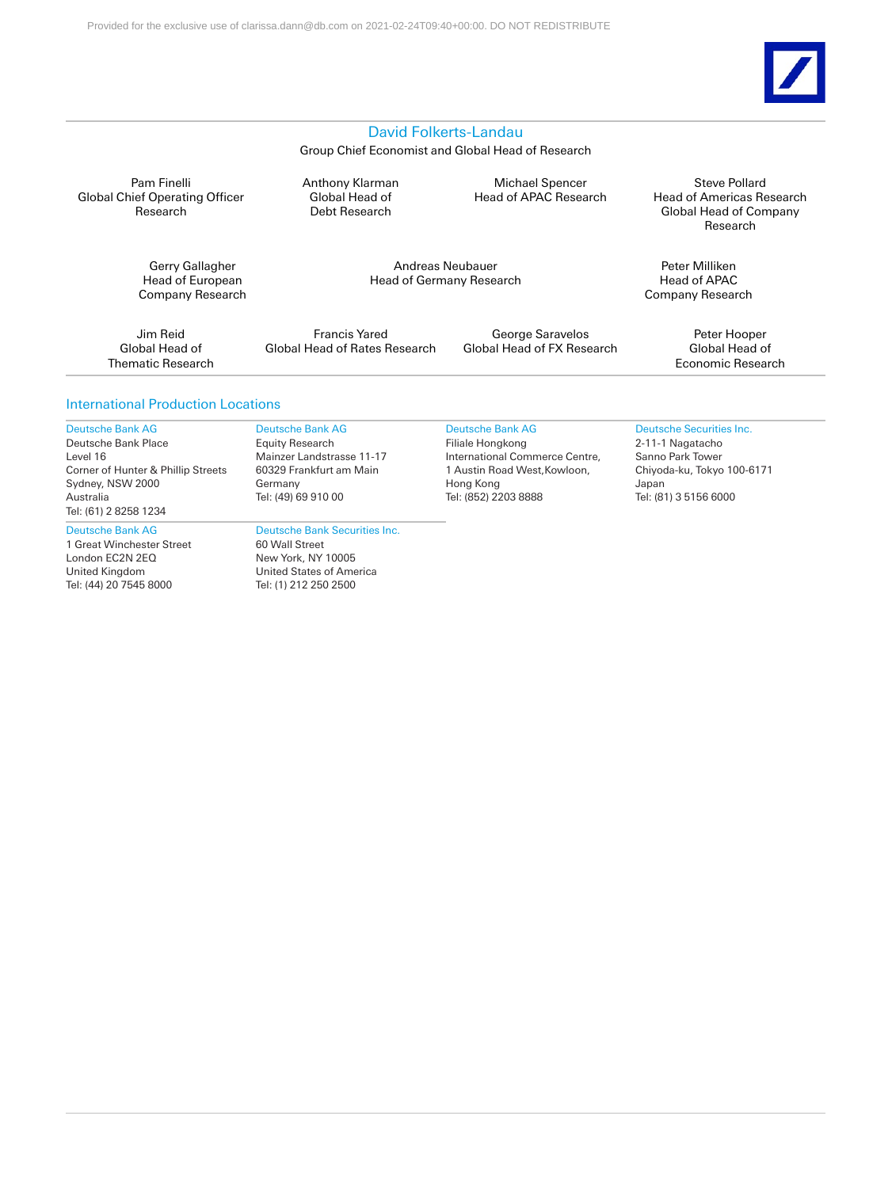David Folkerts-Landau
Group Chief Economist and Global Head of Research

Pam Finelli
Global Chief Operating Officer
Research

Anthony Klarman
Global Head of
Debt Research

Michael Spencer
Head of APAC Research

Steve Pollard
Head of Americas Research
Global Head of Company
Research

Gerry Gallagher
Head of European
Company Research

Andreas Neubauer
Head of Germany Research

Peter Milliken
Head of APAC
Company Research

Jim Reid
Global Head of
Thematic Research

Francis Yared
Global Head of Rates Research

George Saravelos
Global Head of FX Research

Peter Hooper
Global Head of
Economic Research

## International Production Locations

Deutsche Bank AG
Deutsche Bank Place
Level 16
Corner of Hunter & Phillip Streets
Sydney, NSW 2000
Australia
Tel: (61) 2 8258 1234

Deutsche Bank AG
Equity Research
Mainzer Landstrasse 11-17
60329 Frankfurt am Main
Germany
Tel: (49) 69 910 00

Deutsche Bank AG
Filiale Hongkong
International Commerce Centre,
1 Austin Road West,Kowloon,
Hong Kong
Tel: (852) 2203 8888

Deutsche Securities Inc.
2-11-1 Nagatacho
Sanno Park Tower
Chiyoda-ku, Tokyo 100-6171
Japan
Tel: (81) 3 5156 6000

Deutsche Bank AG
1 Great Winchester Street
London EC2N 2EQ
United Kingdom
Tel: (44) 20 7545 8000

Deutsche Bank Securities Inc.
60 Wall Street
New York, NY 10005
United States of America
Tel: (1) 212 250 2500